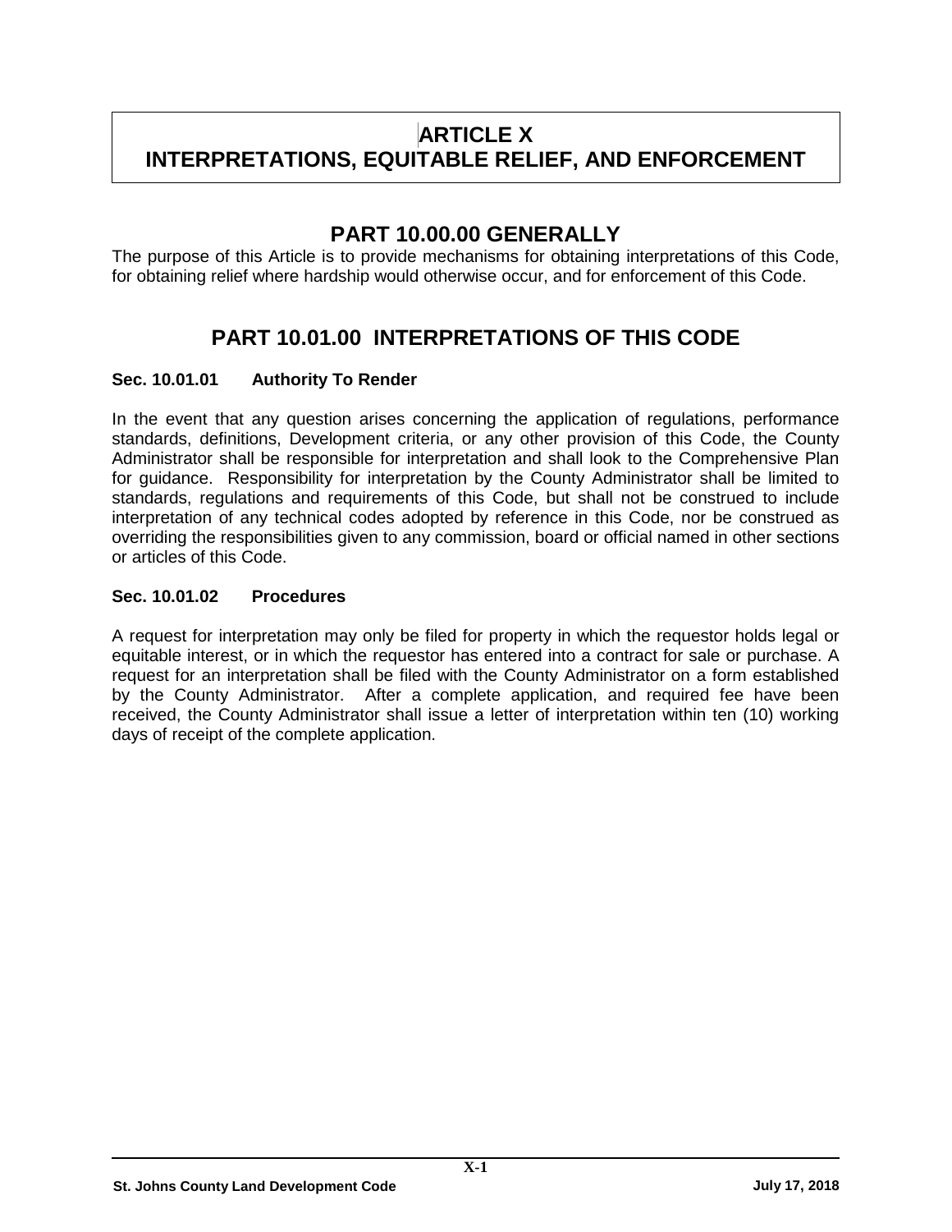# ARTICLE X
# INTERPRETATIONS, EQUITABLE RELIEF, AND ENFORCEMENT

## PART 10.00.00 GENERALLY

The purpose of this Article is to provide mechanisms for obtaining interpretations of this Code, for obtaining relief where hardship would otherwise occur, and for enforcement of this Code.

## PART 10.01.00 INTERPRETATIONS OF THIS CODE

### Sec. 10.01.01 Authority To Render

In the event that any question arises concerning the application of regulations, performance standards, definitions, Development criteria, or any other provision of this Code, the County Administrator shall be responsible for interpretation and shall look to the Comprehensive Plan for guidance. Responsibility for interpretation by the County Administrator shall be limited to standards, regulations and requirements of this Code, but shall not be construed to include interpretation of any technical codes adopted by reference in this Code, nor be construed as overriding the responsibilities given to any commission, board or official named in other sections or articles of this Code.

### Sec. 10.01.02 Procedures

A request for interpretation may only be filed for property in which the requestor holds legal or equitable interest, or in which the requestor has entered into a contract for sale or purchase. A request for an interpretation shall be filed with the County Administrator on a form established by the County Administrator. After a complete application, and required fee have been received, the County Administrator shall issue a letter of interpretation within ten (10) working days of receipt of the complete application.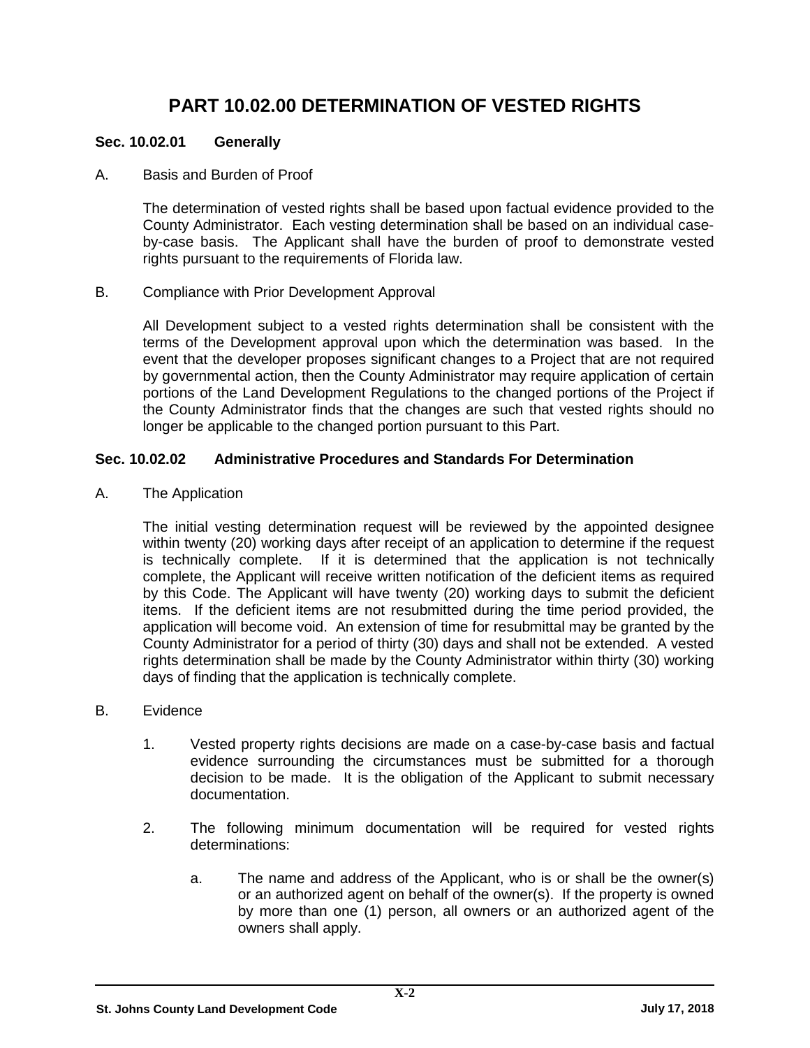# PART 10.02.00 DETERMINATION OF VESTED RIGHTS

## Sec. 10.02.01 Generally

A. Basis and Burden of Proof

The determination of vested rights shall be based upon factual evidence provided to the County Administrator. Each vesting determination shall be based on an individual case-by-case basis. The Applicant shall have the burden of proof to demonstrate vested rights pursuant to the requirements of Florida law.

B. Compliance with Prior Development Approval

All Development subject to a vested rights determination shall be consistent with the terms of the Development approval upon which the determination was based. In the event that the developer proposes significant changes to a Project that are not required by governmental action, then the County Administrator may require application of certain portions of the Land Development Regulations to the changed portions of the Project if the County Administrator finds that the changes are such that vested rights should no longer be applicable to the changed portion pursuant to this Part.

## Sec. 10.02.02 Administrative Procedures and Standards For Determination

A. The Application

The initial vesting determination request will be reviewed by the appointed designee within twenty (20) working days after receipt of an application to determine if the request is technically complete. If it is determined that the application is not technically complete, the Applicant will receive written notification of the deficient items as required by this Code. The Applicant will have twenty (20) working days to submit the deficient items. If the deficient items are not resubmitted during the time period provided, the application will become void. An extension of time for resubmittal may be granted by the County Administrator for a period of thirty (30) days and shall not be extended. A vested rights determination shall be made by the County Administrator within thirty (30) working days of finding that the application is technically complete.

B. Evidence

1. Vested property rights decisions are made on a case-by-case basis and factual evidence surrounding the circumstances must be submitted for a thorough decision to be made. It is the obligation of the Applicant to submit necessary documentation.

2. The following minimum documentation will be required for vested rights determinations:

    a. The name and address of the Applicant, who is or shall be the owner(s) or an authorized agent on behalf of the owner(s). If the property is owned by more than one (1) person, all owners or an authorized agent of the owners shall apply.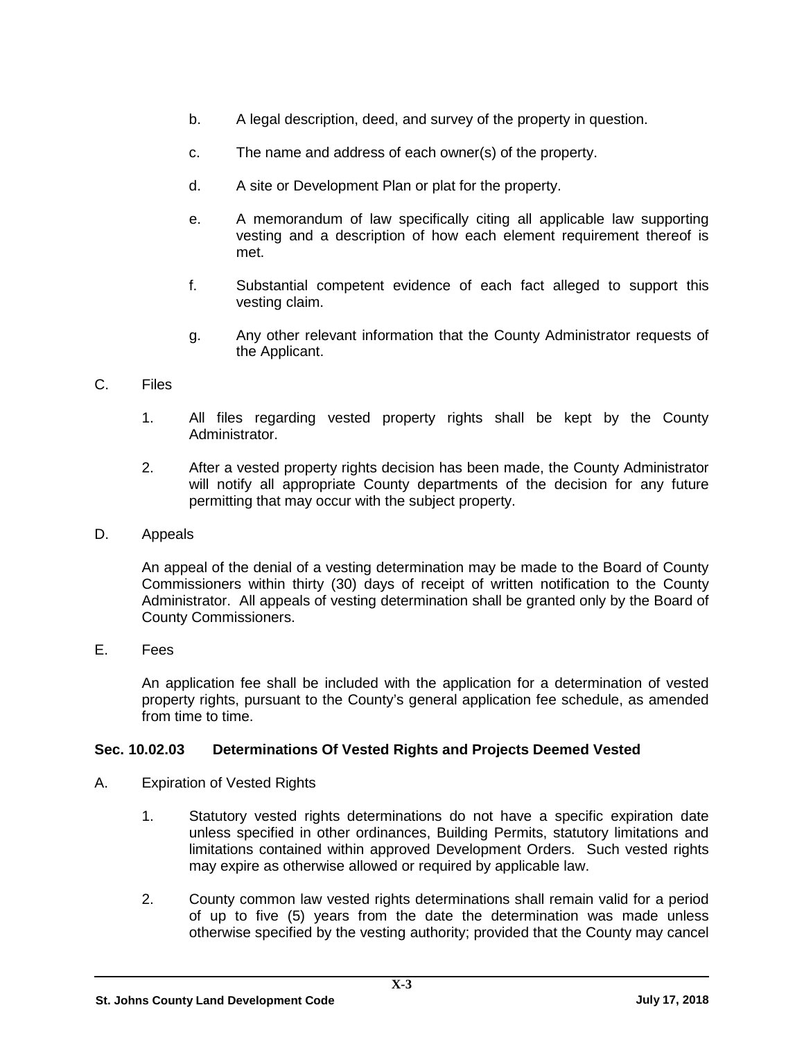b. A legal description, deed, and survey of the property in question.

c. The name and address of each owner(s) of the property.

d. A site or Development Plan or plat for the property.

e. A memorandum of law specifically citing all applicable law supporting vesting and a description of how each element requirement thereof is met.

f. Substantial competent evidence of each fact alleged to support this vesting claim.

g. Any other relevant information that the County Administrator requests of the Applicant.

C. Files

1. All files regarding vested property rights shall be kept by the County Administrator.

2. After a vested property rights decision has been made, the County Administrator will notify all appropriate County departments of the decision for any future permitting that may occur with the subject property.

D. Appeals

An appeal of the denial of a vesting determination may be made to the Board of County Commissioners within thirty (30) days of receipt of written notification to the County Administrator. All appeals of vesting determination shall be granted only by the Board of County Commissioners.

E. Fees

An application fee shall be included with the application for a determination of vested property rights, pursuant to the County's general application fee schedule, as amended from time to time.

### Sec. 10.02.03 Determinations Of Vested Rights and Projects Deemed Vested

A. Expiration of Vested Rights

1. Statutory vested rights determinations do not have a specific expiration date unless specified in other ordinances, Building Permits, statutory limitations and limitations contained within approved Development Orders. Such vested rights may expire as otherwise allowed or required by applicable law.

2. County common law vested rights determinations shall remain valid for a period of up to five (5) years from the date the determination was made unless otherwise specified by the vesting authority; provided that the County may cancel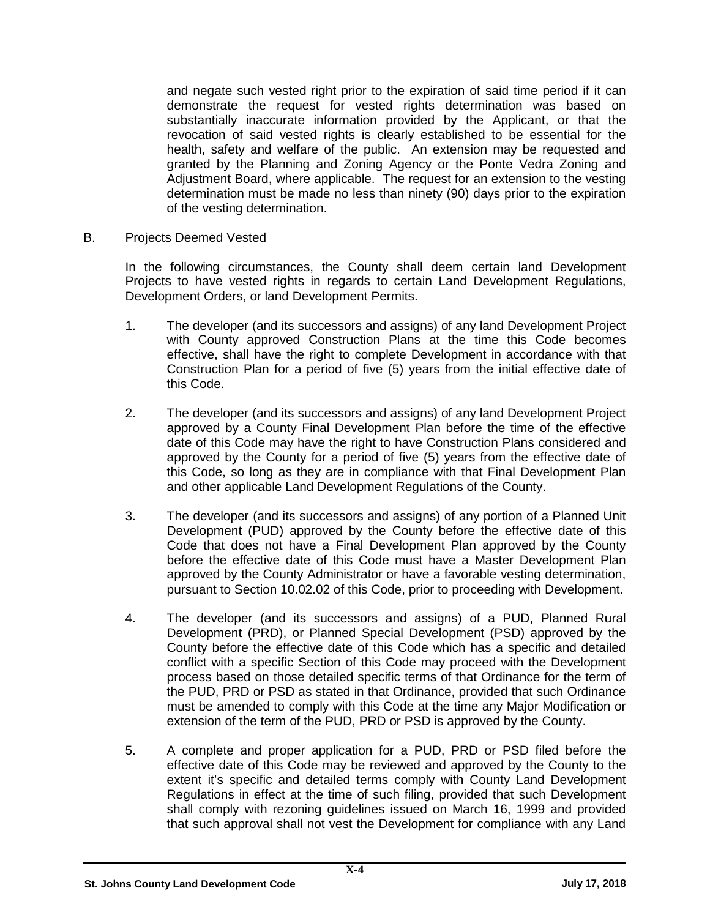and negate such vested right prior to the expiration of said time period if it can demonstrate the request for vested rights determination was based on substantially inaccurate information provided by the Applicant, or that the revocation of said vested rights is clearly established to be essential for the health, safety and welfare of the public. An extension may be requested and granted by the Planning and Zoning Agency or the Ponte Vedra Zoning and Adjustment Board, where applicable. The request for an extension to the vesting determination must be made no less than ninety (90) days prior to the expiration of the vesting determination.

B. Projects Deemed Vested

In the following circumstances, the County shall deem certain land Development Projects to have vested rights in regards to certain Land Development Regulations, Development Orders, or land Development Permits.

1. The developer (and its successors and assigns) of any land Development Project with County approved Construction Plans at the time this Code becomes effective, shall have the right to complete Development in accordance with that Construction Plan for a period of five (5) years from the initial effective date of this Code.

2. The developer (and its successors and assigns) of any land Development Project approved by a County Final Development Plan before the time of the effective date of this Code may have the right to have Construction Plans considered and approved by the County for a period of five (5) years from the effective date of this Code, so long as they are in compliance with that Final Development Plan and other applicable Land Development Regulations of the County.

3. The developer (and its successors and assigns) of any portion of a Planned Unit Development (PUD) approved by the County before the effective date of this Code that does not have a Final Development Plan approved by the County before the effective date of this Code must have a Master Development Plan approved by the County Administrator or have a favorable vesting determination, pursuant to Section 10.02.02 of this Code, prior to proceeding with Development.

4. The developer (and its successors and assigns) of a PUD, Planned Rural Development (PRD), or Planned Special Development (PSD) approved by the County before the effective date of this Code which has a specific and detailed conflict with a specific Section of this Code may proceed with the Development process based on those detailed specific terms of that Ordinance for the term of the PUD, PRD or PSD as stated in that Ordinance, provided that such Ordinance must be amended to comply with this Code at the time any Major Modification or extension of the term of the PUD, PRD or PSD is approved by the County.

5. A complete and proper application for a PUD, PRD or PSD filed before the effective date of this Code may be reviewed and approved by the County to the extent it's specific and detailed terms comply with County Land Development Regulations in effect at the time of such filing, provided that such Development shall comply with rezoning guidelines issued on March 16, 1999 and provided that such approval shall not vest the Development for compliance with any Land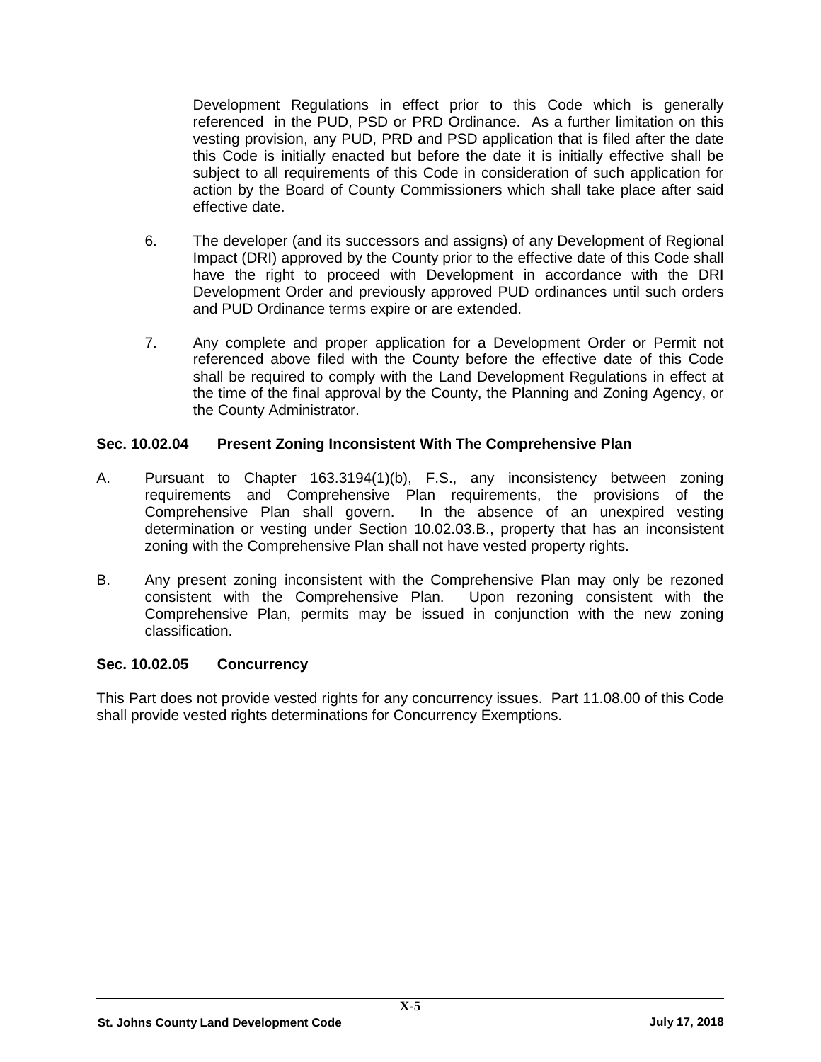Development Regulations in effect prior to this Code which is generally referenced in the PUD, PSD or PRD Ordinance. As a further limitation on this vesting provision, any PUD, PRD and PSD application that is filed after the date this Code is initially enacted but before the date it is initially effective shall be subject to all requirements of this Code in consideration of such application for action by the Board of County Commissioners which shall take place after said effective date.

6. The developer (and its successors and assigns) of any Development of Regional Impact (DRI) approved by the County prior to the effective date of this Code shall have the right to proceed with Development in accordance with the DRI Development Order and previously approved PUD ordinances until such orders and PUD Ordinance terms expire or are extended.

7. Any complete and proper application for a Development Order or Permit not referenced above filed with the County before the effective date of this Code shall be required to comply with the Land Development Regulations in effect at the time of the final approval by the County, the Planning and Zoning Agency, or the County Administrator.

### Sec. 10.02.04 Present Zoning Inconsistent With The Comprehensive Plan

A. Pursuant to Chapter 163.3194(1)(b), F.S., any inconsistency between zoning requirements and Comprehensive Plan requirements, the provisions of the Comprehensive Plan shall govern. In the absence of an unexpired vesting determination or vesting under Section 10.02.03.B., property that has an inconsistent zoning with the Comprehensive Plan shall not have vested property rights.

B. Any present zoning inconsistent with the Comprehensive Plan may only be rezoned consistent with the Comprehensive Plan. Upon rezoning consistent with the Comprehensive Plan, permits may be issued in conjunction with the new zoning classification.

### Sec. 10.02.05 Concurrency

This Part does not provide vested rights for any concurrency issues. Part 11.08.00 of this Code shall provide vested rights determinations for Concurrency Exemptions.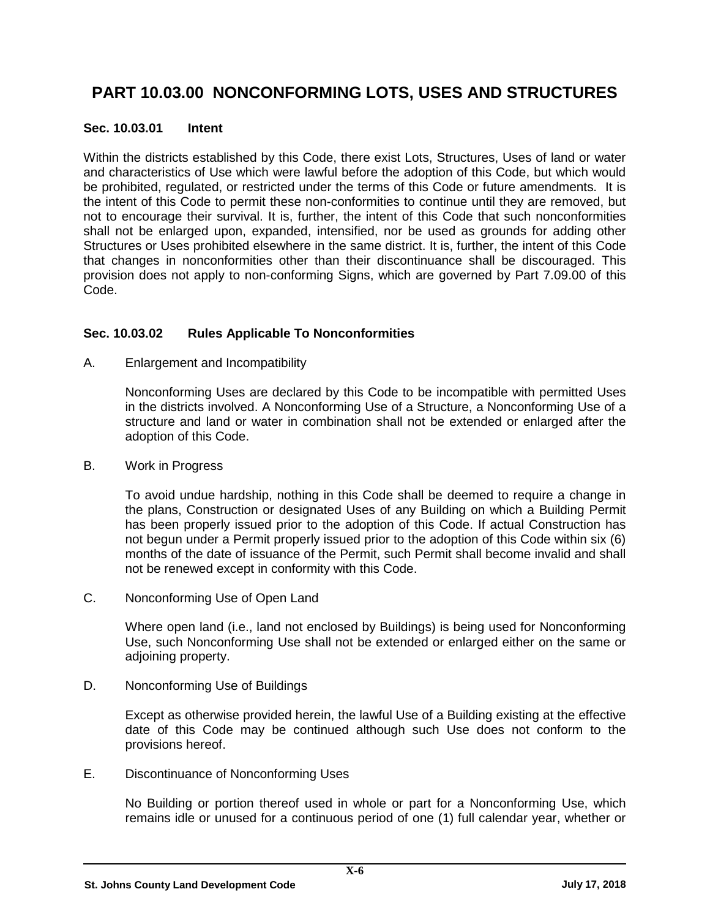# PART 10.03.00 NONCONFORMING LOTS, USES AND STRUCTURES

### Sec. 10.03.01 Intent

Within the districts established by this Code, there exist Lots, Structures, Uses of land or water and characteristics of Use which were lawful before the adoption of this Code, but which would be prohibited, regulated, or restricted under the terms of this Code or future amendments. It is the intent of this Code to permit these non-conformities to continue until they are removed, but not to encourage their survival. It is, further, the intent of this Code that such nonconformities shall not be enlarged upon, expanded, intensified, nor be used as grounds for adding other Structures or Uses prohibited elsewhere in the same district. It is, further, the intent of this Code that changes in nonconformities other than their discontinuance shall be discouraged. This provision does not apply to non-conforming Signs, which are governed by Part 7.09.00 of this Code.

### Sec. 10.03.02 Rules Applicable To Nonconformities

A. Enlargement and Incompatibility

Nonconforming Uses are declared by this Code to be incompatible with permitted Uses in the districts involved. A Nonconforming Use of a Structure, a Nonconforming Use of a structure and land or water in combination shall not be extended or enlarged after the adoption of this Code.

B. Work in Progress

To avoid undue hardship, nothing in this Code shall be deemed to require a change in the plans, Construction or designated Uses of any Building on which a Building Permit has been properly issued prior to the adoption of this Code. If actual Construction has not begun under a Permit properly issued prior to the adoption of this Code within six (6) months of the date of issuance of the Permit, such Permit shall become invalid and shall not be renewed except in conformity with this Code.

C. Nonconforming Use of Open Land

Where open land (i.e., land not enclosed by Buildings) is being used for Nonconforming Use, such Nonconforming Use shall not be extended or enlarged either on the same or adjoining property.

D. Nonconforming Use of Buildings

Except as otherwise provided herein, the lawful Use of a Building existing at the effective date of this Code may be continued although such Use does not conform to the provisions hereof.

E. Discontinuance of Nonconforming Uses

No Building or portion thereof used in whole or part for a Nonconforming Use, which remains idle or unused for a continuous period of one (1) full calendar year, whether or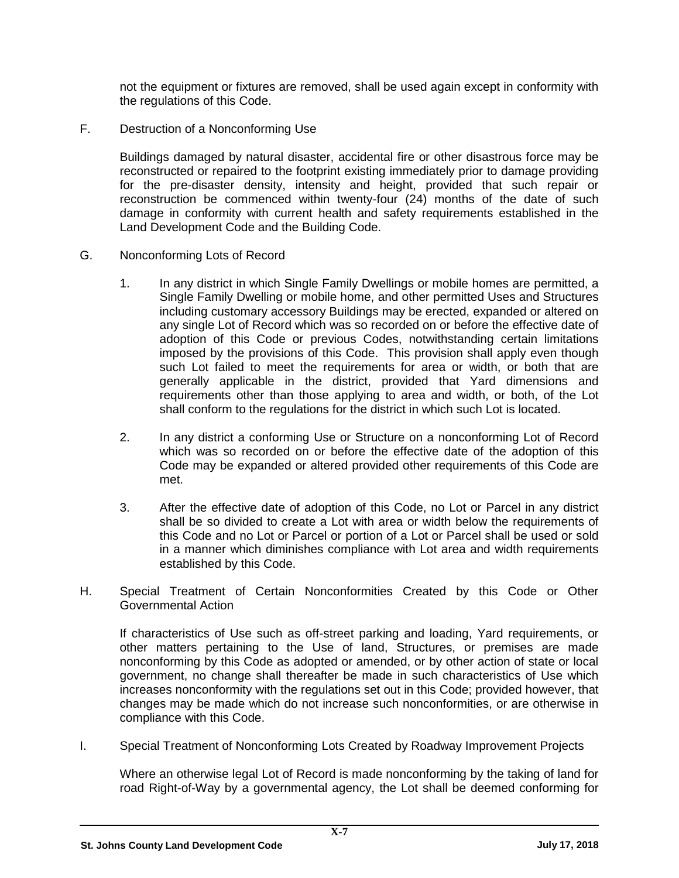not the equipment or fixtures are removed, shall be used again except in conformity with the regulations of this Code.

F. Destruction of a Nonconforming Use

Buildings damaged by natural disaster, accidental fire or other disastrous force may be reconstructed or repaired to the footprint existing immediately prior to damage providing for the pre-disaster density, intensity and height, provided that such repair or reconstruction be commenced within twenty-four (24) months of the date of such damage in conformity with current health and safety requirements established in the Land Development Code and the Building Code.

G. Nonconforming Lots of Record

1. In any district in which Single Family Dwellings or mobile homes are permitted, a Single Family Dwelling or mobile home, and other permitted Uses and Structures including customary accessory Buildings may be erected, expanded or altered on any single Lot of Record which was so recorded on or before the effective date of adoption of this Code or previous Codes, notwithstanding certain limitations imposed by the provisions of this Code. This provision shall apply even though such Lot failed to meet the requirements for area or width, or both that are generally applicable in the district, provided that Yard dimensions and requirements other than those applying to area and width, or both, of the Lot shall conform to the regulations for the district in which such Lot is located.

2. In any district a conforming Use or Structure on a nonconforming Lot of Record which was so recorded on or before the effective date of the adoption of this Code may be expanded or altered provided other requirements of this Code are met.

3. After the effective date of adoption of this Code, no Lot or Parcel in any district shall be so divided to create a Lot with area or width below the requirements of this Code and no Lot or Parcel or portion of a Lot or Parcel shall be used or sold in a manner which diminishes compliance with Lot area and width requirements established by this Code.

H. Special Treatment of Certain Nonconformities Created by this Code or Other Governmental Action

If characteristics of Use such as off-street parking and loading, Yard requirements, or other matters pertaining to the Use of land, Structures, or premises are made nonconforming by this Code as adopted or amended, or by other action of state or local government, no change shall thereafter be made in such characteristics of Use which increases nonconformity with the regulations set out in this Code; provided however, that changes may be made which do not increase such nonconformities, or are otherwise in compliance with this Code.

I. Special Treatment of Nonconforming Lots Created by Roadway Improvement Projects

Where an otherwise legal Lot of Record is made nonconforming by the taking of land for road Right-of-Way by a governmental agency, the Lot shall be deemed conforming for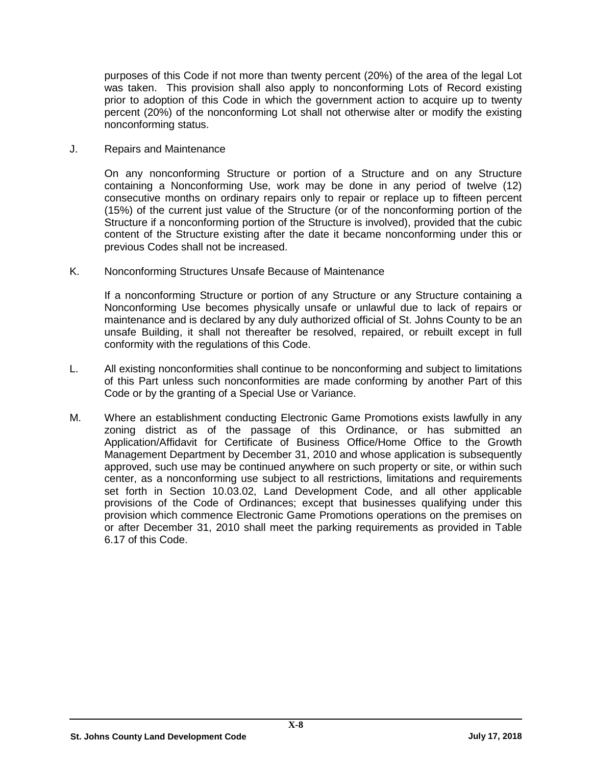purposes of this Code if not more than twenty percent (20%) of the area of the legal Lot was taken. This provision shall also apply to nonconforming Lots of Record existing prior to adoption of this Code in which the government action to acquire up to twenty percent (20%) of the nonconforming Lot shall not otherwise alter or modify the existing nonconforming status.

J. Repairs and Maintenance

On any nonconforming Structure or portion of a Structure and on any Structure containing a Nonconforming Use, work may be done in any period of twelve (12) consecutive months on ordinary repairs only to repair or replace up to fifteen percent (15%) of the current just value of the Structure (or of the nonconforming portion of the Structure if a nonconforming portion of the Structure is involved), provided that the cubic content of the Structure existing after the date it became nonconforming under this or previous Codes shall not be increased.

K. Nonconforming Structures Unsafe Because of Maintenance

If a nonconforming Structure or portion of any Structure or any Structure containing a Nonconforming Use becomes physically unsafe or unlawful due to lack of repairs or maintenance and is declared by any duly authorized official of St. Johns County to be an unsafe Building, it shall not thereafter be resolved, repaired, or rebuilt except in full conformity with the regulations of this Code.

L. All existing nonconformities shall continue to be nonconforming and subject to limitations of this Part unless such nonconformities are made conforming by another Part of this Code or by the granting of a Special Use or Variance.

M. Where an establishment conducting Electronic Game Promotions exists lawfully in any zoning district as of the passage of this Ordinance, or has submitted an Application/Affidavit for Certificate of Business Office/Home Office to the Growth Management Department by December 31, 2010 and whose application is subsequently approved, such use may be continued anywhere on such property or site, or within such center, as a nonconforming use subject to all restrictions, limitations and requirements set forth in Section 10.03.02, Land Development Code, and all other applicable provisions of the Code of Ordinances; except that businesses qualifying under this provision which commence Electronic Game Promotions operations on the premises on or after December 31, 2010 shall meet the parking requirements as provided in Table 6.17 of this Code.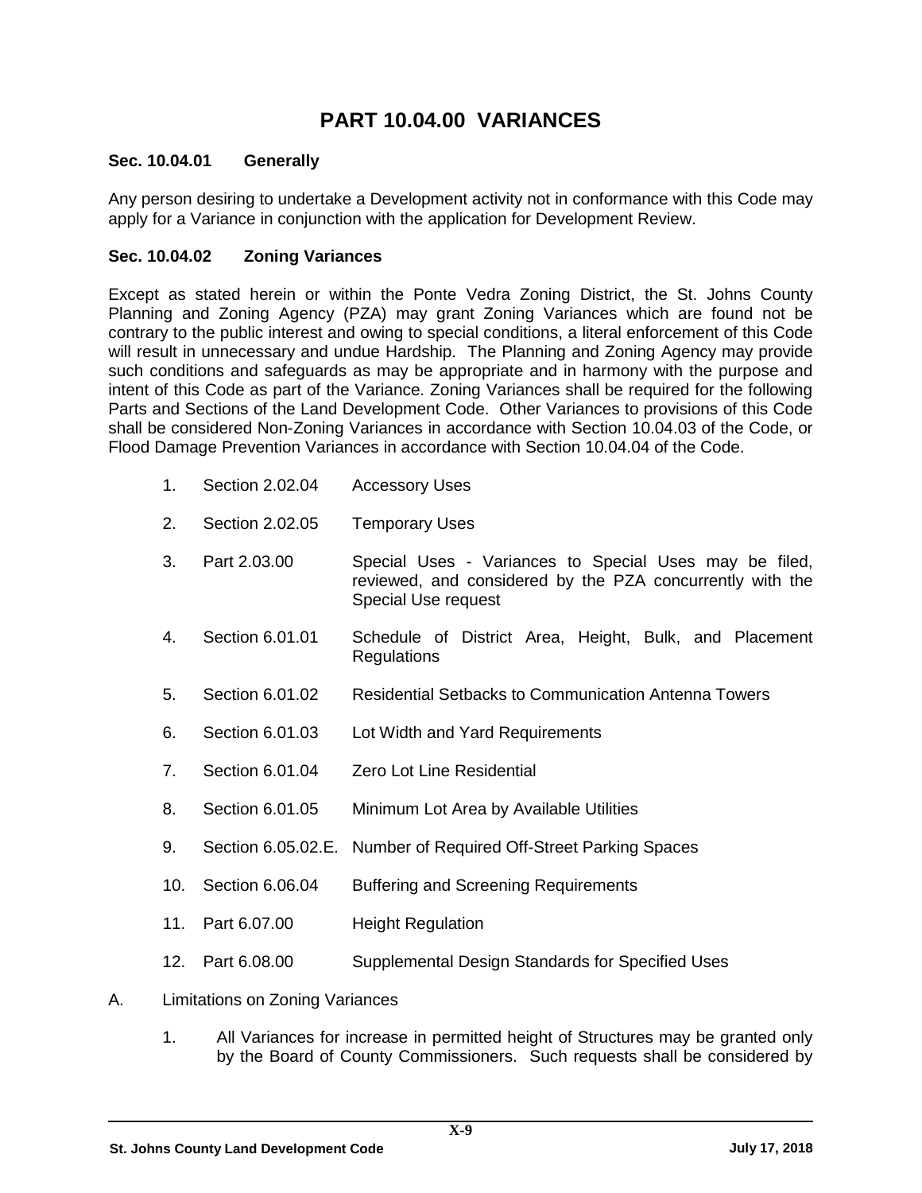# PART 10.04.00 VARIANCES

### Sec. 10.04.01 Generally

Any person desiring to undertake a Development activity not in conformance with this Code may apply for a Variance in conjunction with the application for Development Review.

### Sec. 10.04.02 Zoning Variances

Except as stated herein or within the Ponte Vedra Zoning District, the St. Johns County Planning and Zoning Agency (PZA) may grant Zoning Variances which are found not be contrary to the public interest and owing to special conditions, a literal enforcement of this Code will result in unnecessary and undue Hardship. The Planning and Zoning Agency may provide such conditions and safeguards as may be appropriate and in harmony with the purpose and intent of this Code as part of the Variance. Zoning Variances shall be required for the following Parts and Sections of the Land Development Code. Other Variances to provisions of this Code shall be considered Non-Zoning Variances in accordance with Section 10.04.03 of the Code, or Flood Damage Prevention Variances in accordance with Section 10.04.04 of the Code.

1. Section 2.02.04 Accessory Uses
2. Section 2.02.05 Temporary Uses
3. Part 2.03.00 Special Uses - Variances to Special Uses may be filed, reviewed, and considered by the PZA concurrently with the Special Use request
4. Section 6.01.01 Schedule of District Area, Height, Bulk, and Placement Regulations
5. Section 6.01.02 Residential Setbacks to Communication Antenna Towers
6. Section 6.01.03 Lot Width and Yard Requirements
7. Section 6.01.04 Zero Lot Line Residential
8. Section 6.01.05 Minimum Lot Area by Available Utilities
9. Section 6.05.02.E. Number of Required Off-Street Parking Spaces
10. Section 6.06.04 Buffering and Screening Requirements
11. Part 6.07.00 Height Regulation
12. Part 6.08.00 Supplemental Design Standards for Specified Uses

A. Limitations on Zoning Variances

1. All Variances for increase in permitted height of Structures may be granted only by the Board of County Commissioners. Such requests shall be considered by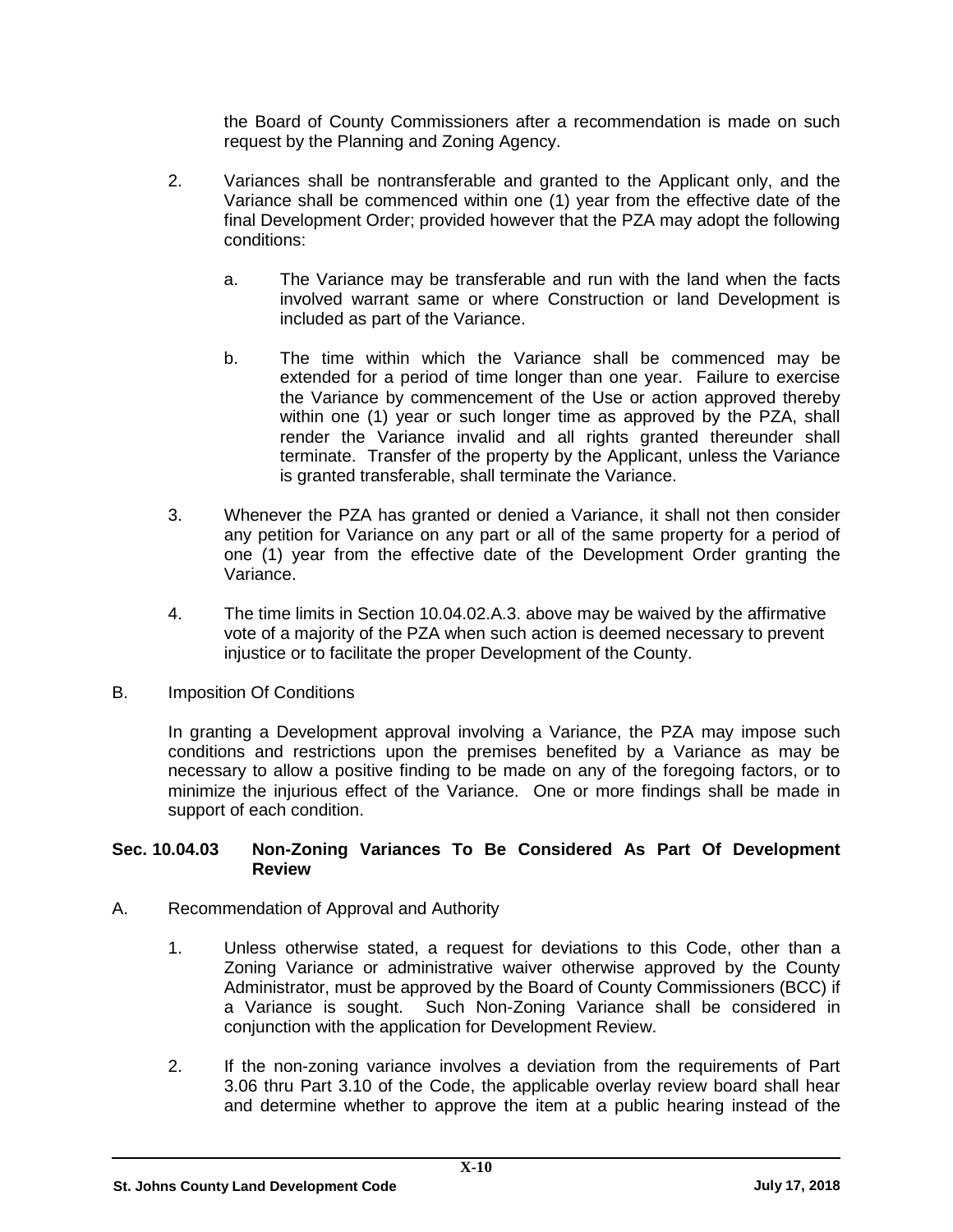the Board of County Commissioners after a recommendation is made on such request by the Planning and Zoning Agency.

2. Variances shall be nontransferable and granted to the Applicant only, and the Variance shall be commenced within one (1) year from the effective date of the final Development Order; provided however that the PZA may adopt the following conditions:

   a. The Variance may be transferable and run with the land when the facts involved warrant same or where Construction or land Development is included as part of the Variance.

   b. The time within which the Variance shall be commenced may be extended for a period of time longer than one year. Failure to exercise the Variance by commencement of the Use or action approved thereby within one (1) year or such longer time as approved by the PZA, shall render the Variance invalid and all rights granted thereunder shall terminate. Transfer of the property by the Applicant, unless the Variance is granted transferable, shall terminate the Variance.

3. Whenever the PZA has granted or denied a Variance, it shall not then consider any petition for Variance on any part or all of the same property for a period of one (1) year from the effective date of the Development Order granting the Variance.

4. The time limits in Section 10.04.02.A.3. above may be waived by the affirmative vote of a majority of the PZA when such action is deemed necessary to prevent injustice or to facilitate the proper Development of the County.

B. Imposition Of Conditions

In granting a Development approval involving a Variance, the PZA may impose such conditions and restrictions upon the premises benefited by a Variance as may be necessary to allow a positive finding to be made on any of the foregoing factors, or to minimize the injurious effect of the Variance. One or more findings shall be made in support of each condition.

**Sec. 10.04.03 Non-Zoning Variances To Be Considered As Part Of Development Review**

A. Recommendation of Approval and Authority

1. Unless otherwise stated, a request for deviations to this Code, other than a Zoning Variance or administrative waiver otherwise approved by the County Administrator, must be approved by the Board of County Commissioners (BCC) if a Variance is sought. Such Non-Zoning Variance shall be considered in conjunction with the application for Development Review.

2. If the non-zoning variance involves a deviation from the requirements of Part 3.06 thru Part 3.10 of the Code, the applicable overlay review board shall hear and determine whether to approve the item at a public hearing instead of the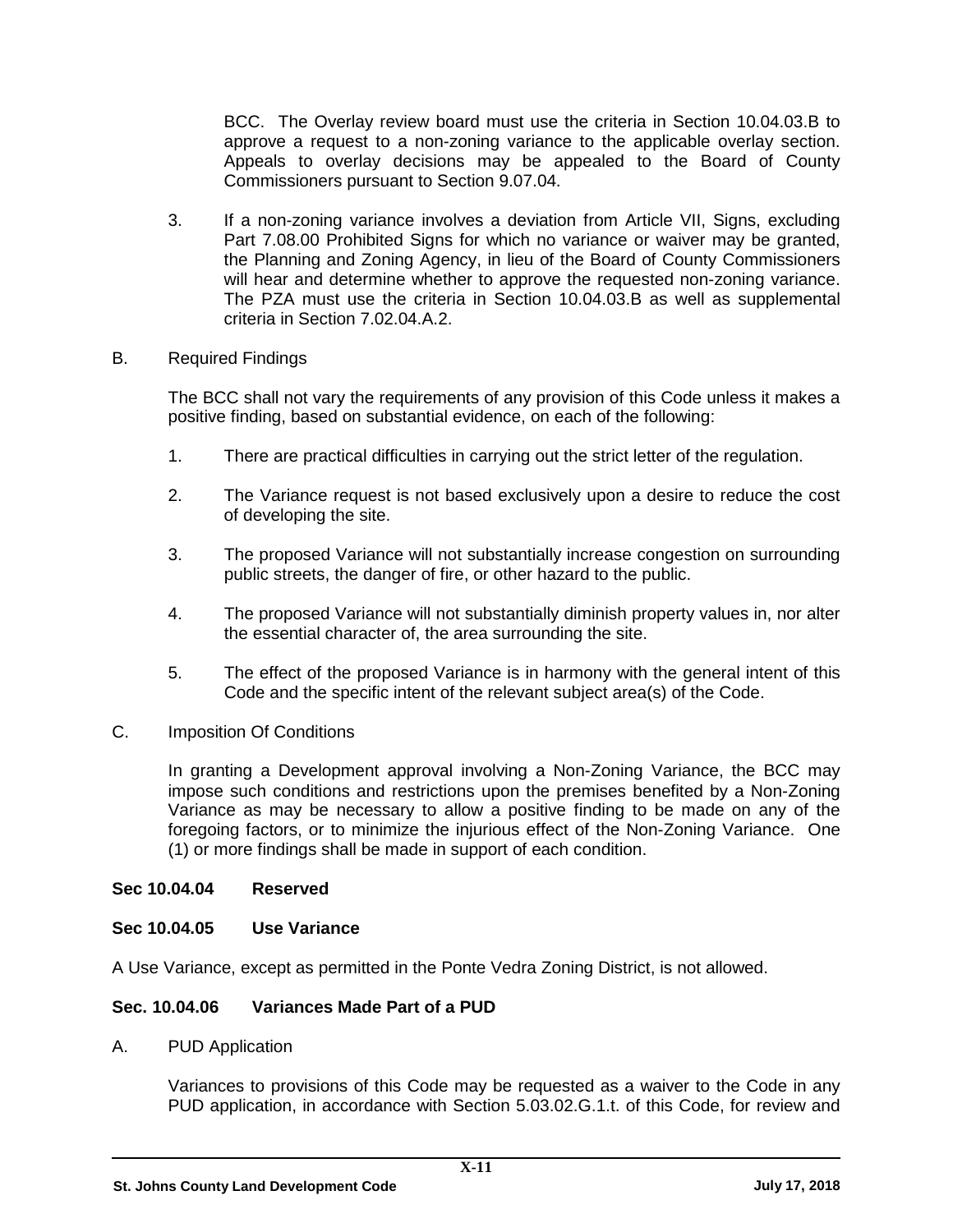BCC. The Overlay review board must use the criteria in Section 10.04.03.B to approve a request to a non-zoning variance to the applicable overlay section. Appeals to overlay decisions may be appealed to the Board of County Commissioners pursuant to Section 9.07.04.

3. If a non-zoning variance involves a deviation from Article VII, Signs, excluding Part 7.08.00 Prohibited Signs for which no variance or waiver may be granted, the Planning and Zoning Agency, in lieu of the Board of County Commissioners will hear and determine whether to approve the requested non-zoning variance. The PZA must use the criteria in Section 10.04.03.B as well as supplemental criteria in Section 7.02.04.A.2.

B. Required Findings

The BCC shall not vary the requirements of any provision of this Code unless it makes a positive finding, based on substantial evidence, on each of the following:

1. There are practical difficulties in carrying out the strict letter of the regulation.

2. The Variance request is not based exclusively upon a desire to reduce the cost of developing the site.

3. The proposed Variance will not substantially increase congestion on surrounding public streets, the danger of fire, or other hazard to the public.

4. The proposed Variance will not substantially diminish property values in, nor alter the essential character of, the area surrounding the site.

5. The effect of the proposed Variance is in harmony with the general intent of this Code and the specific intent of the relevant subject area(s) of the Code.

C. Imposition Of Conditions

In granting a Development approval involving a Non-Zoning Variance, the BCC may impose such conditions and restrictions upon the premises benefited by a Non-Zoning Variance as may be necessary to allow a positive finding to be made on any of the foregoing factors, or to minimize the injurious effect of the Non-Zoning Variance. One (1) or more findings shall be made in support of each condition.

**Sec 10.04.04 Reserved**

**Sec 10.04.05 Use Variance**

A Use Variance, except as permitted in the Ponte Vedra Zoning District, is not allowed.

**Sec. 10.04.06 Variances Made Part of a PUD**

A. PUD Application

Variances to provisions of this Code may be requested as a waiver to the Code in any PUD application, in accordance with Section 5.03.02.G.1.t. of this Code, for review and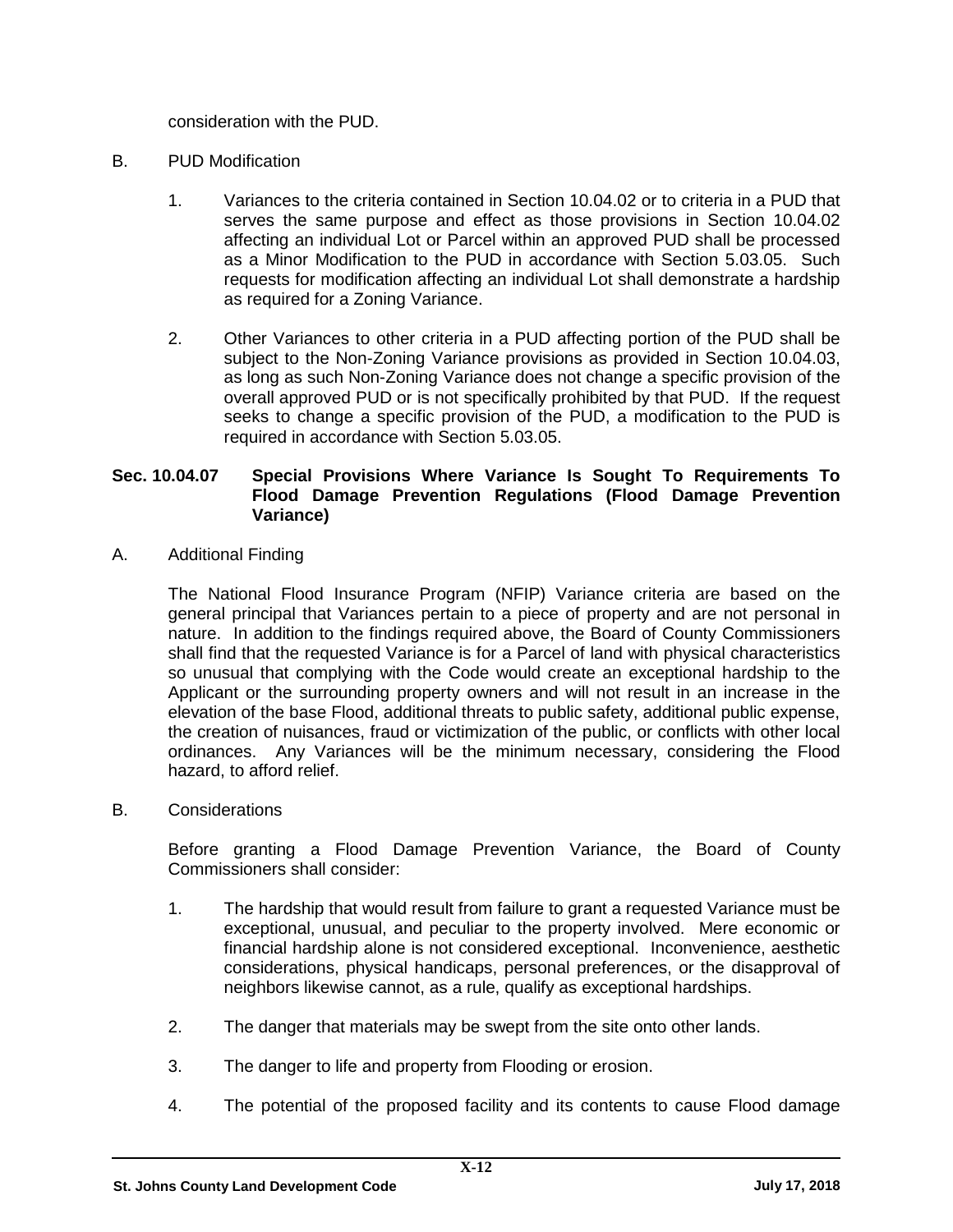consideration with the PUD.

B. PUD Modification

1. Variances to the criteria contained in Section 10.04.02 or to criteria in a PUD that serves the same purpose and effect as those provisions in Section 10.04.02 affecting an individual Lot or Parcel within an approved PUD shall be processed as a Minor Modification to the PUD in accordance with Section 5.03.05. Such requests for modification affecting an individual Lot shall demonstrate a hardship as required for a Zoning Variance.

2. Other Variances to other criteria in a PUD affecting portion of the PUD shall be subject to the Non-Zoning Variance provisions as provided in Section 10.04.03, as long as such Non-Zoning Variance does not change a specific provision of the overall approved PUD or is not specifically prohibited by that PUD. If the request seeks to change a specific provision of the PUD, a modification to the PUD is required in accordance with Section 5.03.05.

**Sec. 10.04.07 Special Provisions Where Variance Is Sought To Requirements To Flood Damage Prevention Regulations (Flood Damage Prevention Variance)**

A. Additional Finding

The National Flood Insurance Program (NFIP) Variance criteria are based on the general principal that Variances pertain to a piece of property and are not personal in nature. In addition to the findings required above, the Board of County Commissioners shall find that the requested Variance is for a Parcel of land with physical characteristics so unusual that complying with the Code would create an exceptional hardship to the Applicant or the surrounding property owners and will not result in an increase in the elevation of the base Flood, additional threats to public safety, additional public expense, the creation of nuisances, fraud or victimization of the public, or conflicts with other local ordinances. Any Variances will be the minimum necessary, considering the Flood hazard, to afford relief.

B. Considerations

Before granting a Flood Damage Prevention Variance, the Board of County Commissioners shall consider:

1. The hardship that would result from failure to grant a requested Variance must be exceptional, unusual, and peculiar to the property involved. Mere economic or financial hardship alone is not considered exceptional. Inconvenience, aesthetic considerations, physical handicaps, personal preferences, or the disapproval of neighbors likewise cannot, as a rule, qualify as exceptional hardships.

2. The danger that materials may be swept from the site onto other lands.

3. The danger to life and property from Flooding or erosion.

4. The potential of the proposed facility and its contents to cause Flood damage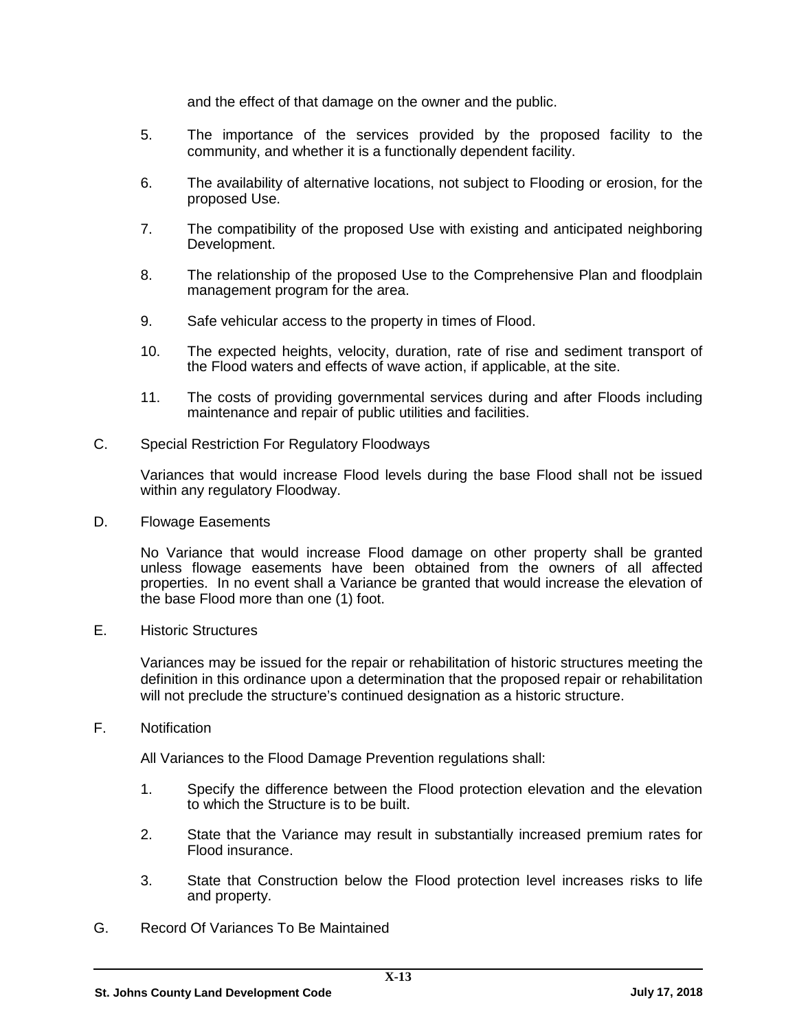and the effect of that damage on the owner and the public.

5. The importance of the services provided by the proposed facility to the community, and whether it is a functionally dependent facility.

6. The availability of alternative locations, not subject to Flooding or erosion, for the proposed Use.

7. The compatibility of the proposed Use with existing and anticipated neighboring Development.

8. The relationship of the proposed Use to the Comprehensive Plan and floodplain management program for the area.

9. Safe vehicular access to the property in times of Flood.

10. The expected heights, velocity, duration, rate of rise and sediment transport of the Flood waters and effects of wave action, if applicable, at the site.

11. The costs of providing governmental services during and after Floods including maintenance and repair of public utilities and facilities.

C. Special Restriction For Regulatory Floodways

Variances that would increase Flood levels during the base Flood shall not be issued within any regulatory Floodway.

D. Flowage Easements

No Variance that would increase Flood damage on other property shall be granted unless flowage easements have been obtained from the owners of all affected properties. In no event shall a Variance be granted that would increase the elevation of the base Flood more than one (1) foot.

E. Historic Structures

Variances may be issued for the repair or rehabilitation of historic structures meeting the definition in this ordinance upon a determination that the proposed repair or rehabilitation will not preclude the structure's continued designation as a historic structure.

F. Notification

All Variances to the Flood Damage Prevention regulations shall:

1. Specify the difference between the Flood protection elevation and the elevation to which the Structure is to be built.

2. State that the Variance may result in substantially increased premium rates for Flood insurance.

3. State that Construction below the Flood protection level increases risks to life and property.

G. Record Of Variances To Be Maintained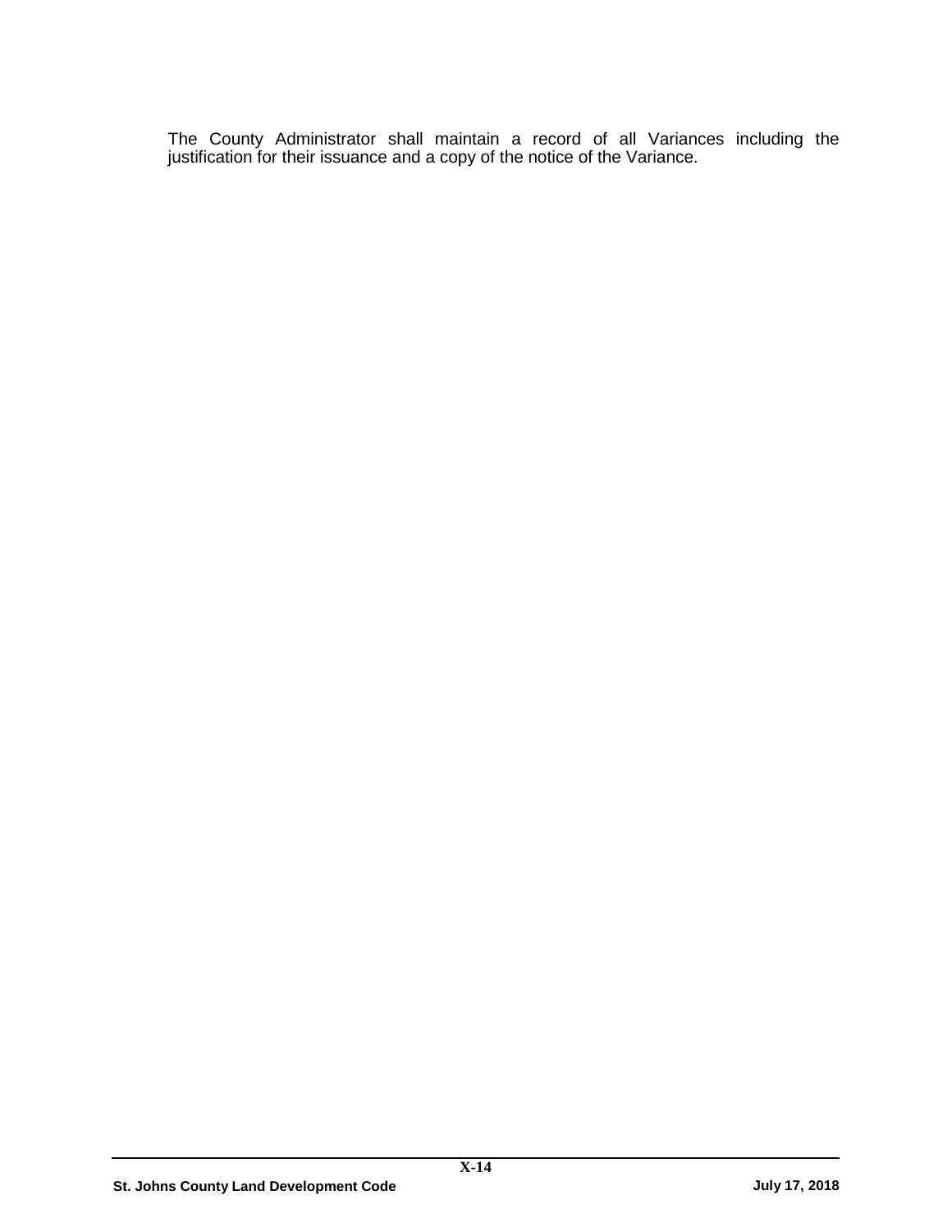The County Administrator shall maintain a record of all Variances including the justification for their issuance and a copy of the notice of the Variance.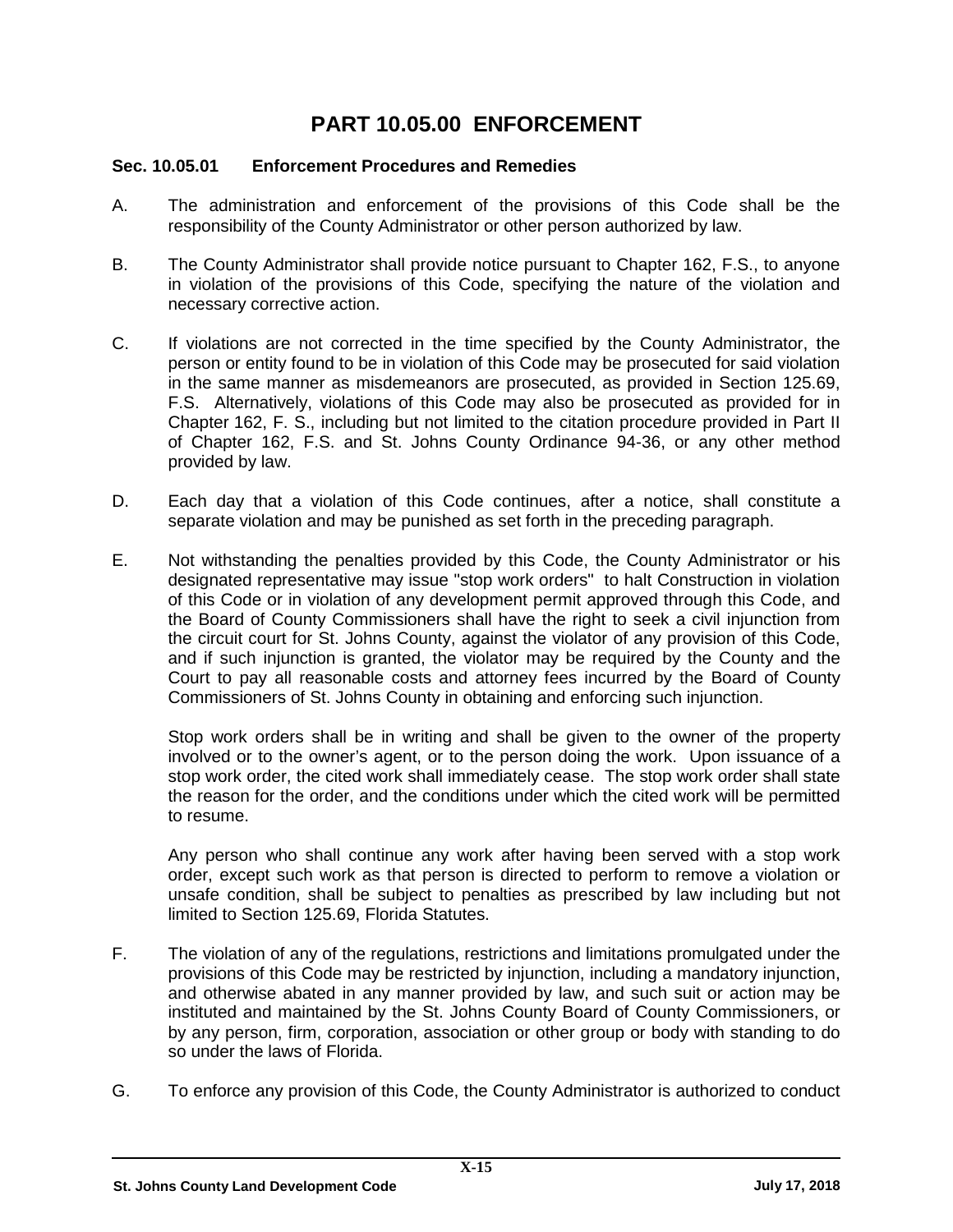# PART 10.05.00 ENFORCEMENT

### Sec. 10.05.01 Enforcement Procedures and Remedies

A. The administration and enforcement of the provisions of this Code shall be the responsibility of the County Administrator or other person authorized by law.

B. The County Administrator shall provide notice pursuant to Chapter 162, F.S., to anyone in violation of the provisions of this Code, specifying the nature of the violation and necessary corrective action.

C. If violations are not corrected in the time specified by the County Administrator, the person or entity found to be in violation of this Code may be prosecuted for said violation in the same manner as misdemeanors are prosecuted, as provided in Section 125.69, F.S. Alternatively, violations of this Code may also be prosecuted as provided for in Chapter 162, F. S., including but not limited to the citation procedure provided in Part II of Chapter 162, F.S. and St. Johns County Ordinance 94-36, or any other method provided by law.

D. Each day that a violation of this Code continues, after a notice, shall constitute a separate violation and may be punished as set forth in the preceding paragraph.

E. Not withstanding the penalties provided by this Code, the County Administrator or his designated representative may issue "stop work orders" to halt Construction in violation of this Code or in violation of any development permit approved through this Code, and the Board of County Commissioners shall have the right to seek a civil injunction from the circuit court for St. Johns County, against the violator of any provision of this Code, and if such injunction is granted, the violator may be required by the County and the Court to pay all reasonable costs and attorney fees incurred by the Board of County Commissioners of St. Johns County in obtaining and enforcing such injunction.

   Stop work orders shall be in writing and shall be given to the owner of the property involved or to the owner's agent, or to the person doing the work. Upon issuance of a stop work order, the cited work shall immediately cease. The stop work order shall state the reason for the order, and the conditions under which the cited work will be permitted to resume.

   Any person who shall continue any work after having been served with a stop work order, except such work as that person is directed to perform to remove a violation or unsafe condition, shall be subject to penalties as prescribed by law including but not limited to Section 125.69, Florida Statutes.

F. The violation of any of the regulations, restrictions and limitations promulgated under the provisions of this Code may be restricted by injunction, including a mandatory injunction, and otherwise abated in any manner provided by law, and such suit or action may be instituted and maintained by the St. Johns County Board of County Commissioners, or by any person, firm, corporation, association or other group or body with standing to do so under the laws of Florida.

G. To enforce any provision of this Code, the County Administrator is authorized to conduct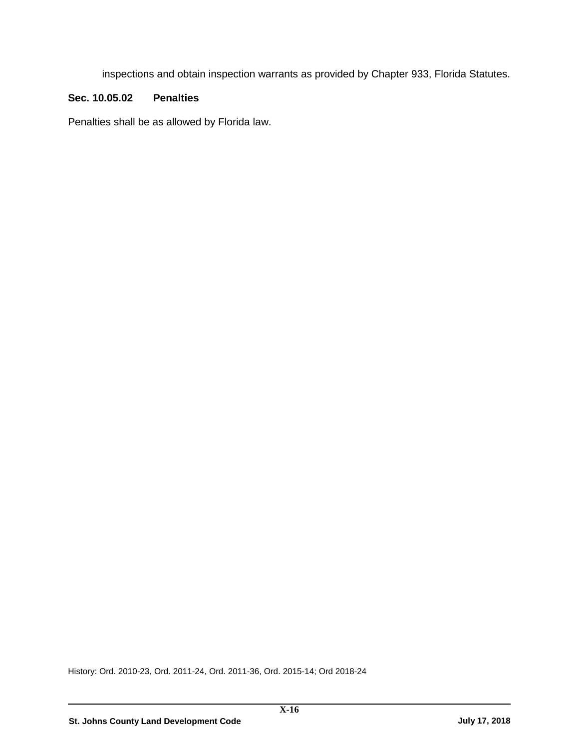inspections and obtain inspection warrants as provided by Chapter 933, Florida Statutes.

### Sec. 10.05.02 Penalties

Penalties shall be as allowed by Florida law.

History: Ord. 2010-23, Ord. 2011-24, Ord. 2011-36, Ord. 2015-14; Ord 2018-24